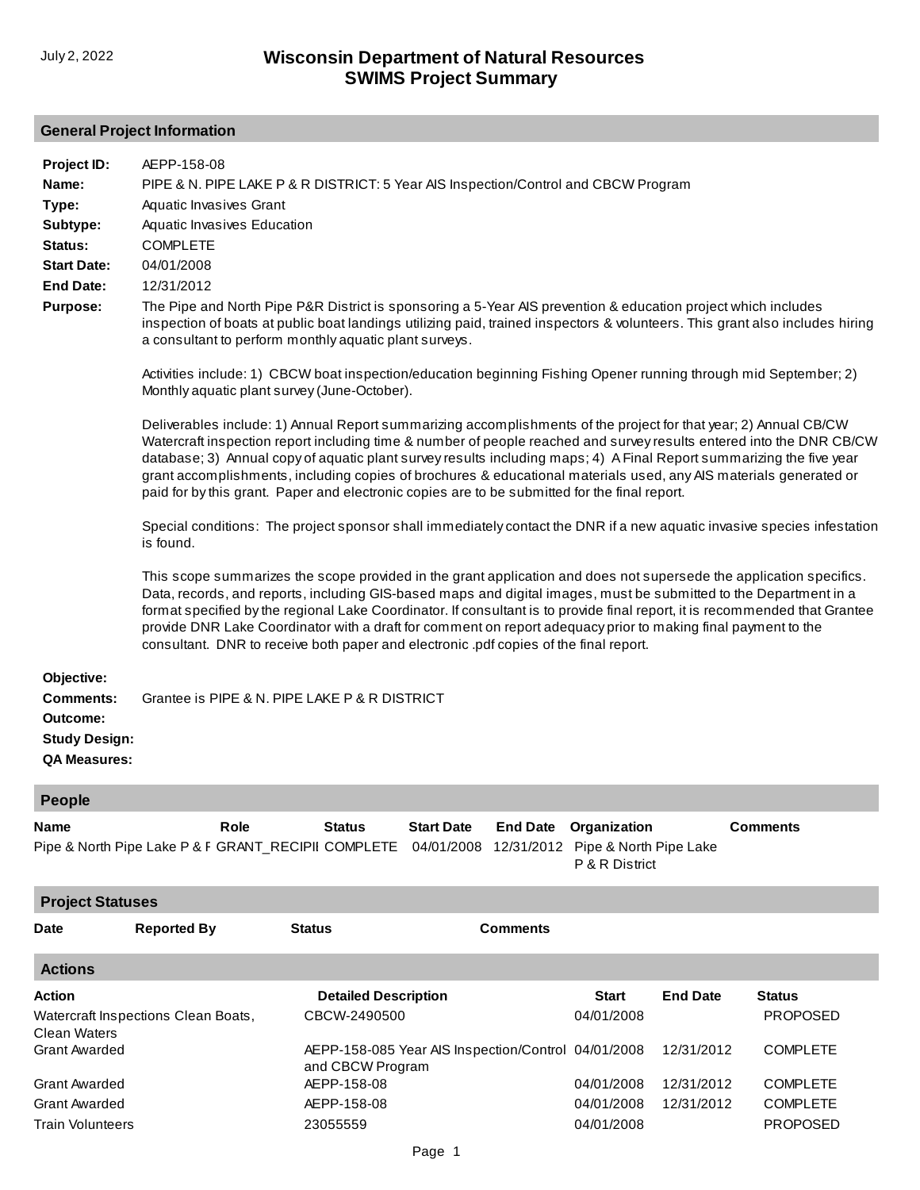July 2, 2022

# Wisconsin Department of Natural Resources
# SWIMS Project Summary

## General Project Information

**Project ID:** AEPP-158-08

**Name:** PIPE & N. PIPE LAKE P & R DISTRICT: 5 Year AIS Inspection/Control and CBCW Program

**Type:** Aquatic Invasives Grant

**Subtype:** Aquatic Invasives Education

**Status:** COMPLETE

**Start Date:** 04/01/2008

**End Date:** 12/31/2012

**Purpose:** The Pipe and North Pipe P&R District is sponsoring a 5-Year AIS prevention & education project which includes inspection of boats at public boat landings utilizing paid, trained inspectors & volunteers. This grant also includes hiring a consultant to perform monthly aquatic plant surveys.

Activities include: 1) CBCW boat inspection/education beginning Fishing Opener running through mid September; 2) Monthly aquatic plant survey (June-October).

Deliverables include: 1) Annual Report summarizing accomplishments of the project for that year; 2) Annual CB/CW Watercraft inspection report including time & number of people reached and survey results entered into the DNR CB/CW database; 3) Annual copy of aquatic plant survey results including maps; 4) A Final Report summarizing the five year grant accomplishments, including copies of brochures & educational materials used, any AIS materials generated or paid for by this grant. Paper and electronic copies are to be submitted for the final report.

Special conditions: The project sponsor shall immediately contact the DNR if a new aquatic invasive species infestation is found.

This scope summarizes the scope provided in the grant application and does not supersede the application specifics. Data, records, and reports, including GIS-based maps and digital images, must be submitted to the Department in a format specified by the regional Lake Coordinator. If consultant is to provide final report, it is recommended that Grantee provide DNR Lake Coordinator with a draft for comment on report adequacy prior to making final payment to the consultant. DNR to receive both paper and electronic .pdf copies of the final report.

**Objective:**

**Comments:** Grantee is PIPE & N. PIPE LAKE P & R DISTRICT

**Outcome:**

**Study Design:**

**QA Measures:**

## People

| Name | Role | Status | Start Date | End Date | Organization | Comments |
|---|---|---|---|---|---|---|
| Pipe & North Pipe Lake P & F | GRANT_RECIPII | COMPLETE | 04/01/2008 | 12/31/2012 | Pipe & North Pipe Lake P & R District | |

## Project Statuses

| Date | Reported By | Status | Comments |
|---|---|---|---|

## Actions

| Action | Detailed Description | Start | End Date | Status |
|---|---|---|---|---|
| Watercraft Inspections Clean Boats, Clean Waters | CBCW-2490500 | 04/01/2008 | | PROPOSED |
| Grant Awarded | AEPP-158-085 Year AIS Inspection/Control and CBCW Program | 04/01/2008 | 12/31/2012 | COMPLETE |
| Grant Awarded | AEPP-158-08 | 04/01/2008 | 12/31/2012 | COMPLETE |
| Grant Awarded | AEPP-158-08 | 04/01/2008 | 12/31/2012 | COMPLETE |
| Train Volunteers | 23055559 | 04/01/2008 | | PROPOSED |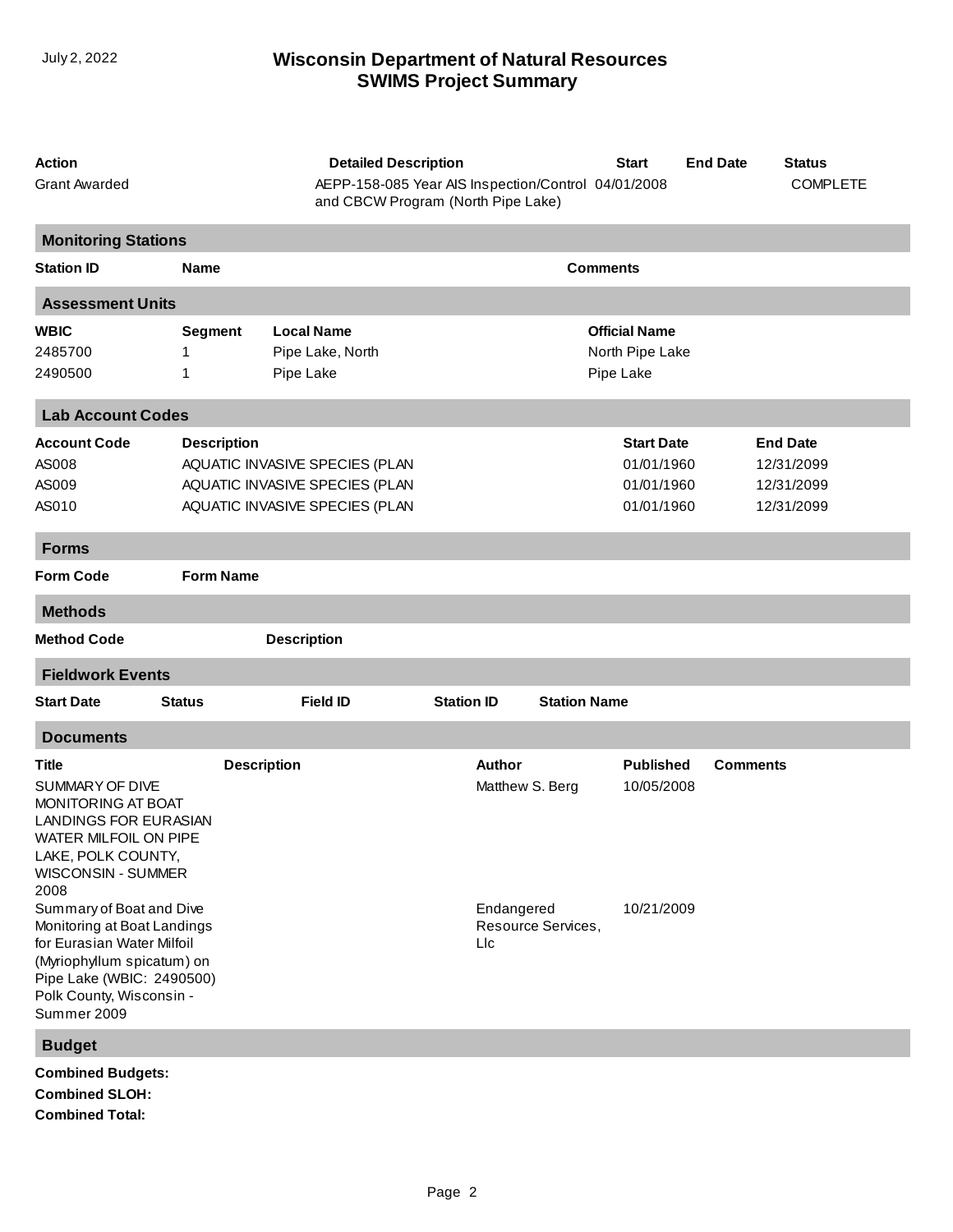| Action | Detailed Description | Start | End Date | Status |
|---|---|---|---|---|
| Grant Awarded | AEPP-158-085 Year AIS Inspection/Control and CBCW Program (North Pipe Lake) | 04/01/2008 | | COMPLETE |

## Monitoring Stations

| Station ID | Name | Comments |
|---|---|---|

## Assessment Units

| WBIC | Segment | Local Name | Official Name |
|---|---|---|---|
| 2485700 | 1 | Pipe Lake, North | North Pipe Lake |
| 2490500 | 1 | Pipe Lake | Pipe Lake |

## Lab Account Codes

| Account Code | Description | Start Date | End Date |
|---|---|---|---|
| AS008 | AQUATIC INVASIVE SPECIES (PLAN | 01/01/1960 | 12/31/2099 |
| AS009 | AQUATIC INVASIVE SPECIES (PLAN | 01/01/1960 | 12/31/2099 |
| AS010 | AQUATIC INVASIVE SPECIES (PLAN | 01/01/1960 | 12/31/2099 |

## Forms

| Form Code | Form Name |
|---|---|

## Methods

| Method Code | Description |
|---|---|

## Fieldwork Events

| Start Date | Status | Field ID | Station ID | Station Name |
|---|---|---|---|---|

## Documents

| Title | Description | Author | Published | Comments |
|---|---|---|---|---|
| SUMMARY OF DIVE MONITORING AT BOAT LANDINGS FOR EURASIAN WATER MILFOIL ON PIPE LAKE, POLK COUNTY, WISCONSIN - SUMMER 2008 | | Matthew S. Berg | 10/05/2008 | |
| Summary of Boat and Dive Monitoring at Boat Landings for Eurasian Water Milfoil (Myriophyllum spicatum) on Pipe Lake (WBIC: 2490500) Polk County, Wisconsin - Summer 2009 | | Endangered Resource Services, Llc | 10/21/2009 | |

## Budget

**Combined Budgets:**

**Combined SLOH:**

**Combined Total:**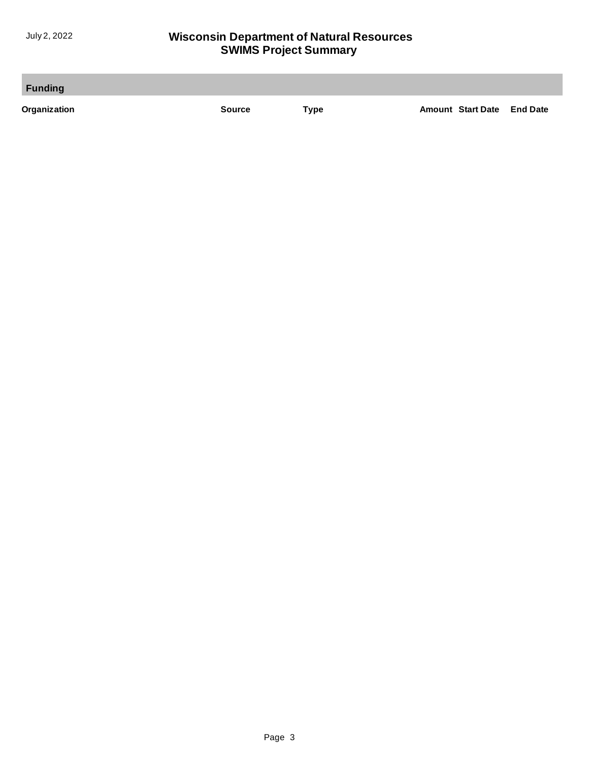## Funding

| Organization | Source | Type | Amount | Start Date | End Date |
|---|---|---|---|---|---|